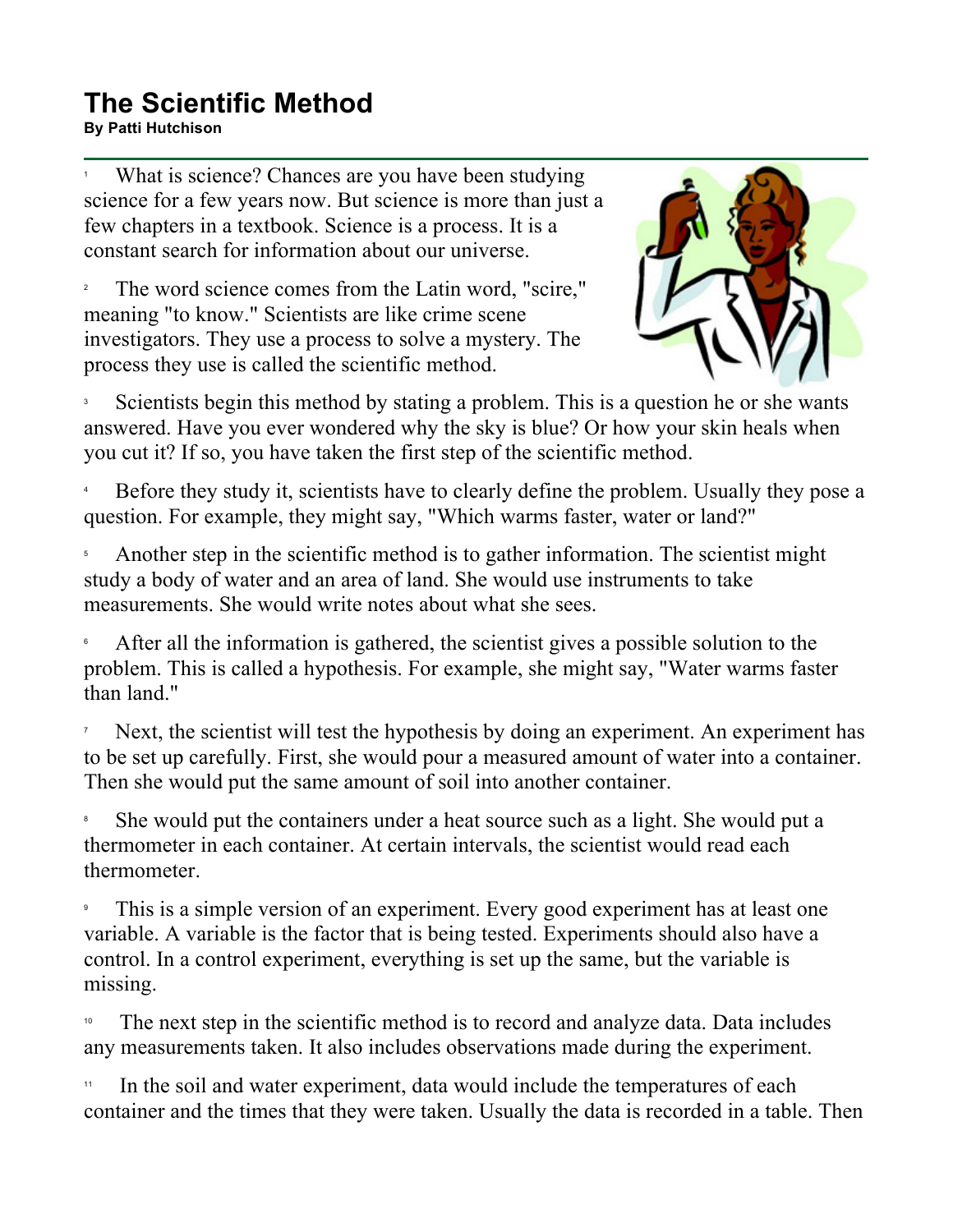# The Scientific Method

**By Patti Hutchison**

1 What is science? Chances are you have been studying science for a few years now. But science is more than just a few chapters in a textbook. Science is a process. It is a constant search for information about our universe.

2 The word science comes from the Latin word, "scire," meaning "to know." Scientists are like crime scene investigators. They use a process to solve a mystery. The process they use is called the scientific method.

3 Scientists begin this method by stating a problem. This is a question he or she wants answered. Have you ever wondered why the sky is blue? Or how your skin heals when you cut it? If so, you have taken the first step of the scientific method.

4 Before they study it, scientists have to clearly define the problem. Usually they pose a question. For example, they might say, "Which warms faster, water or land?"

5 Another step in the scientific method is to gather information. The scientist might study a body of water and an area of land. She would use instruments to take measurements. She would write notes about what she sees.

6 After all the information is gathered, the scientist gives a possible solution to the problem. This is called a hypothesis. For example, she might say, "Water warms faster than land."

7 Next, the scientist will test the hypothesis by doing an experiment. An experiment has to be set up carefully. First, she would pour a measured amount of water into a container. Then she would put the same amount of soil into another container.

8 She would put the containers under a heat source such as a light. She would put a thermometer in each container. At certain intervals, the scientist would read each thermometer.

9 This is a simple version of an experiment. Every good experiment has at least one variable. A variable is the factor that is being tested. Experiments should also have a control. In a control experiment, everything is set up the same, but the variable is missing.

10 The next step in the scientific method is to record and analyze data. Data includes any measurements taken. It also includes observations made during the experiment.

11 In the soil and water experiment, data would include the temperatures of each container and the times that they were taken. Usually the data is recorded in a table. Then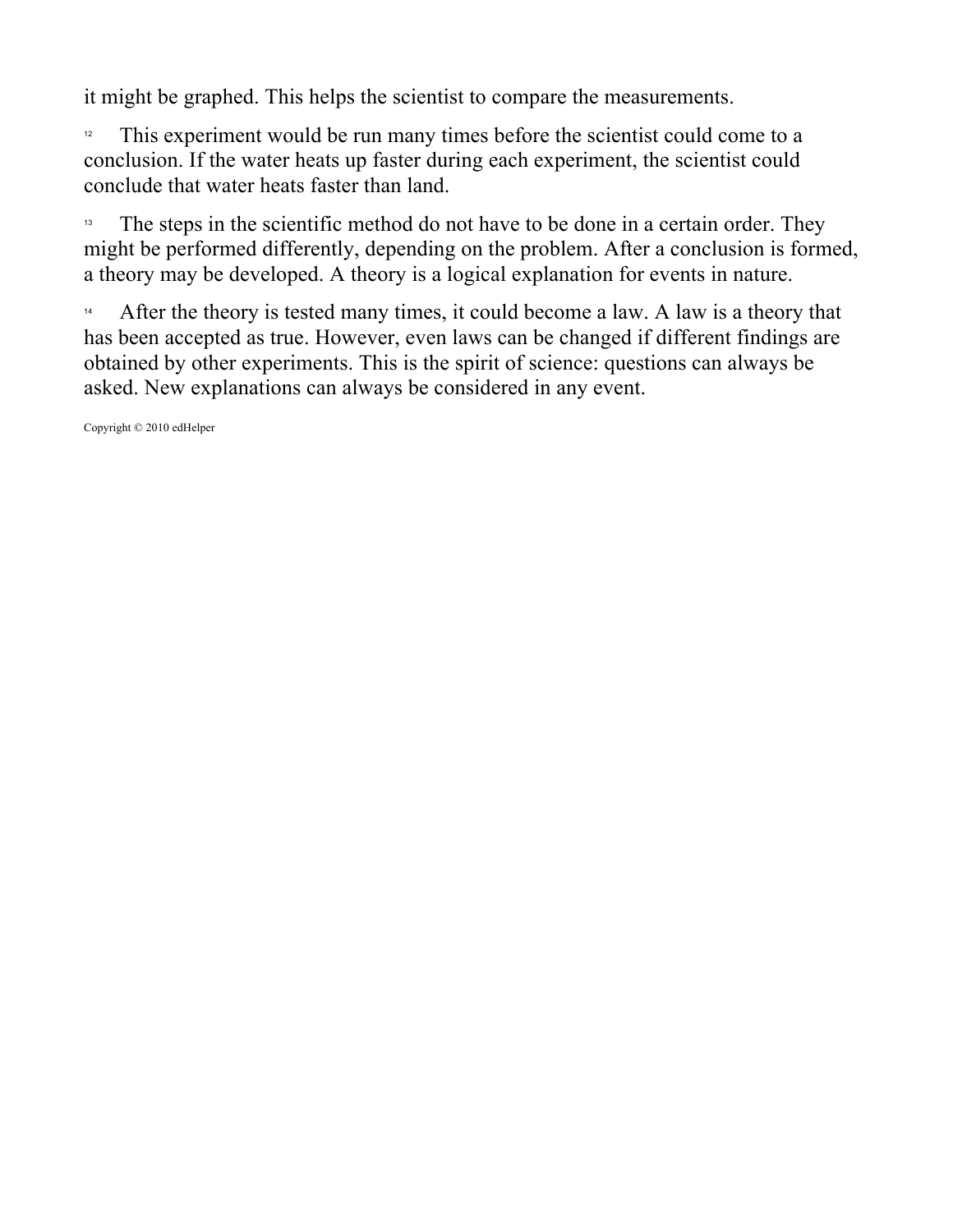it might be graphed. This helps the scientist to compare the measurements.

12 This experiment would be run many times before the scientist could come to a conclusion. If the water heats up faster during each experiment, the scientist could conclude that water heats faster than land.

13 The steps in the scientific method do not have to be done in a certain order. They might be performed differently, depending on the problem. After a conclusion is formed, a theory may be developed. A theory is a logical explanation for events in nature.

14 After the theory is tested many times, it could become a law. A law is a theory that has been accepted as true. However, even laws can be changed if different findings are obtained by other experiments. This is the spirit of science: questions can always be asked. New explanations can always be considered in any event.

Copyright © 2010 edHelper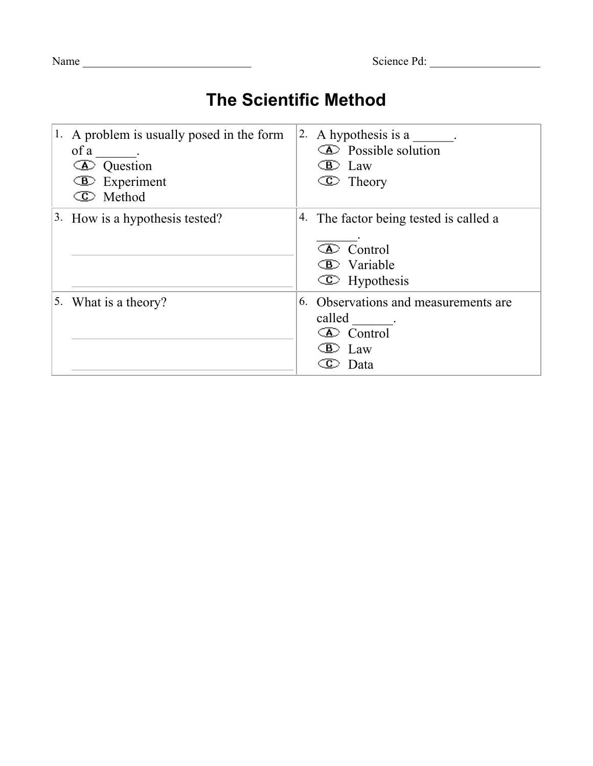Name ______________________________ Science Pd: ___________________

# The Scientific Method

1. A problem is usually posed in the form of a ______.
   - (A) Question
   - (B) Experiment
   - (C) Method

2. A hypothesis is a ______.
   - (A) Possible solution
   - (B) Law
   - (C) Theory

3. How is a hypothesis tested?

   ________________________________________

   ________________________________________

4. The factor being tested is called a ______.
   - (A) Control
   - (B) Variable
   - (C) Hypothesis

5. What is a theory?

   ________________________________________

   ________________________________________

6. Observations and measurements are called ______.
   - (A) Control
   - (B) Law
   - (C) Data